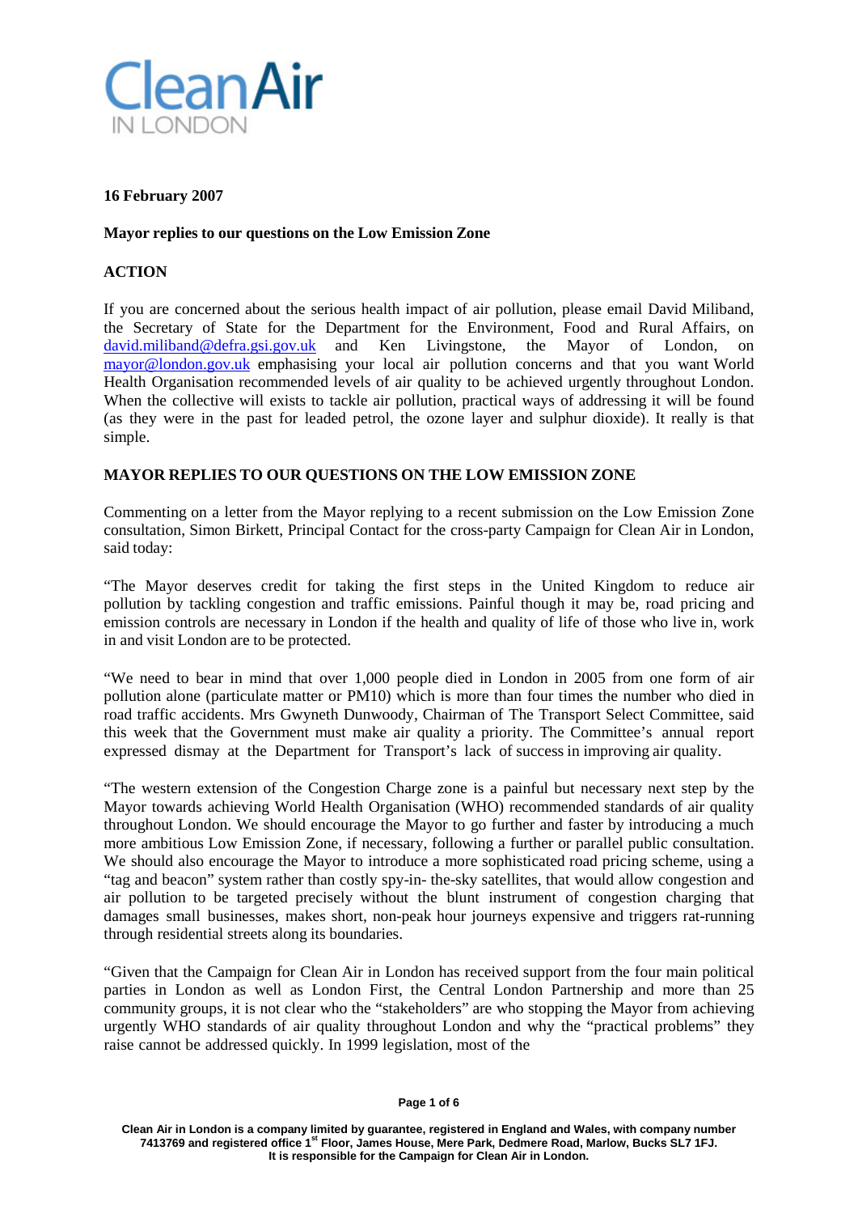Clean Air IN LONDON

**16 February 2007**

**Mayor replies to our questions on the Low Emission Zone**

**ACTION**

If you are concerned about the serious health impact of air pollution, please email David Miliband, the Secretary of State for the Department for the Environment, Food and Rural Affairs, on david.miliband@defra.gsi.gov.uk and Ken Livingstone, the Mayor of London, on mayor@london.gov.uk emphasising your local air pollution concerns and that you want World Health Organisation recommended levels of air quality to be achieved urgently throughout London. When the collective will exists to tackle air pollution, practical ways of addressing it will be found (as they were in the past for leaded petrol, the ozone layer and sulphur dioxide). It really is that simple.

**MAYOR REPLIES TO OUR QUESTIONS ON THE LOW EMISSION ZONE**

Commenting on a letter from the Mayor replying to a recent submission on the Low Emission Zone consultation, Simon Birkett, Principal Contact for the cross-party Campaign for Clean Air in London, said today:

"The Mayor deserves credit for taking the first steps in the United Kingdom to reduce air pollution by tackling congestion and traffic emissions. Painful though it may be, road pricing and emission controls are necessary in London if the health and quality of life of those who live in, work in and visit London are to be protected.

"We need to bear in mind that over 1,000 people died in London in 2005 from one form of air pollution alone (particulate matter or PM10) which is more than four times the number who died in road traffic accidents. Mrs Gwyneth Dunwoody, Chairman of The Transport Select Committee, said this week that the Government must make air quality a priority. The Committee's annual report expressed dismay at the Department for Transport's lack of success in improving air quality.

"The western extension of the Congestion Charge zone is a painful but necessary next step by the Mayor towards achieving World Health Organisation (WHO) recommended standards of air quality throughout London. We should encourage the Mayor to go further and faster by introducing a much more ambitious Low Emission Zone, if necessary, following a further or parallel public consultation. We should also encourage the Mayor to introduce a more sophisticated road pricing scheme, using a "tag and beacon" system rather than costly spy-in- the-sky satellites, that would allow congestion and air pollution to be targeted precisely without the blunt instrument of congestion charging that damages small businesses, makes short, non-peak hour journeys expensive and triggers rat-running through residential streets along its boundaries.

"Given that the Campaign for Clean Air in London has received support from the four main political parties in London as well as London First, the Central London Partnership and more than 25 community groups, it is not clear who the "stakeholders" are who stopping the Mayor from achieving urgently WHO standards of air quality throughout London and why the "practical problems" they raise cannot be addressed quickly. In 1999 legislation, most of the

Clean Air in London is a company limited by guarantee, registered in England and Wales, with company number 7413769 and registered office 1st Floor, James House, Mere Park, Dedmere Road, Marlow, Bucks SL7 1FJ. It is responsible for the Campaign for Clean Air in London.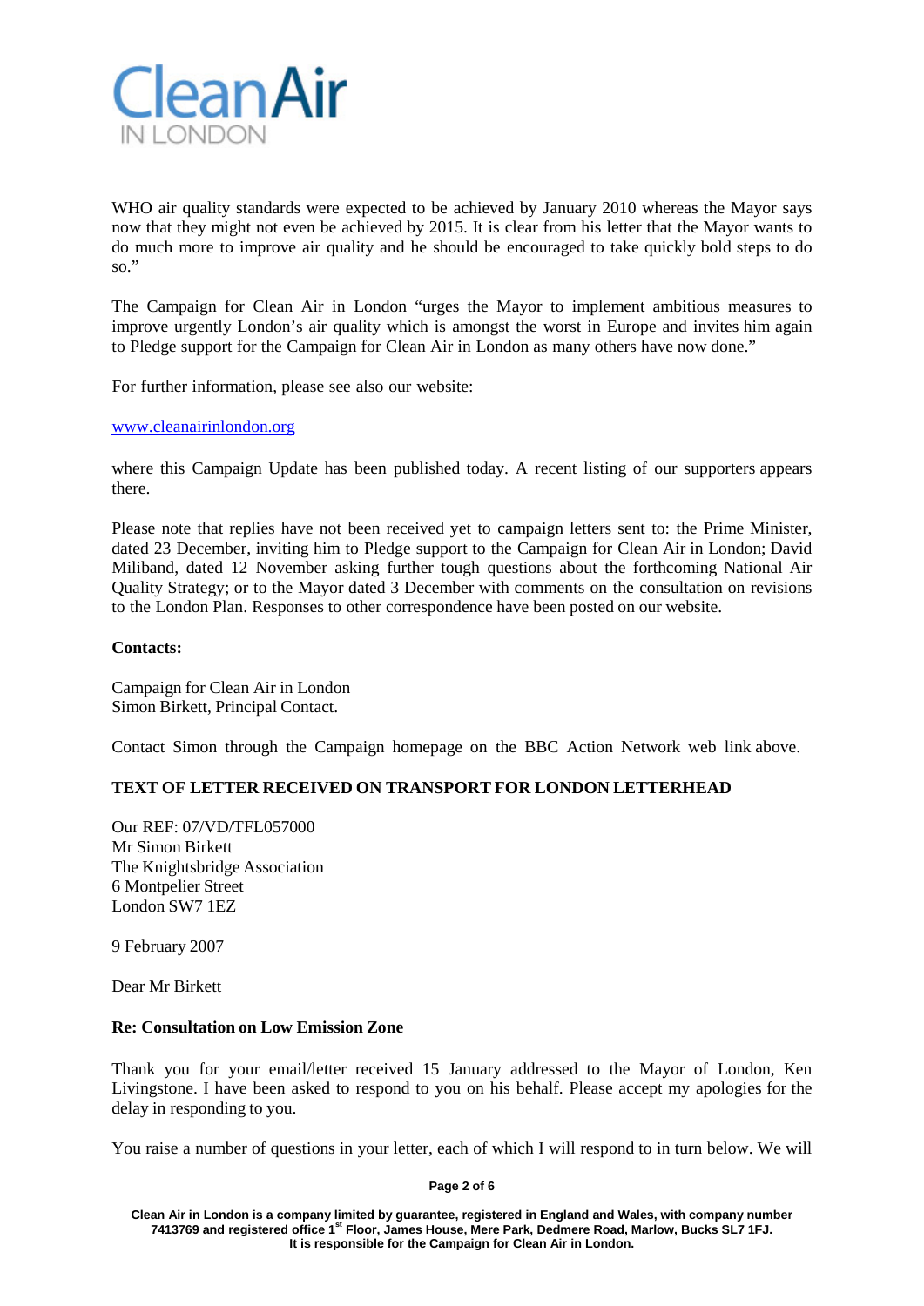WHO air quality standards were expected to be achieved by January 2010 whereas the Mayor says now that they might not even be achieved by 2015. It is clear from his letter that the Mayor wants to do much more to improve air quality and he should be encouraged to take quickly bold steps to do so."

The Campaign for Clean Air in London "urges the Mayor to implement ambitious measures to improve urgently London's air quality which is amongst the worst in Europe and invites him again to Pledge support for the Campaign for Clean Air in London as many others have now done."

For further information, please see also our website:

www.cleanairinlondon.org

where this Campaign Update has been published today. A recent listing of our supporters appears there.

Please note that replies have not been received yet to campaign letters sent to: the Prime Minister, dated 23 December, inviting him to Pledge support to the Campaign for Clean Air in London; David Miliband, dated 12 November asking further tough questions about the forthcoming National Air Quality Strategy; or to the Mayor dated 3 December with comments on the consultation on revisions to the London Plan. Responses to other correspondence have been posted on our website.

**Contacts:**

Campaign for Clean Air in London
Simon Birkett, Principal Contact.

Contact Simon through the Campaign homepage on the BBC Action Network web link above.

**TEXT OF LETTER RECEIVED ON TRANSPORT FOR LONDON LETTERHEAD**

Our REF: 07/VD/TFL057000
Mr Simon Birkett
The Knightsbridge Association
6 Montpelier Street
London SW7 1EZ

9 February 2007

Dear Mr Birkett

**Re: Consultation on Low Emission Zone**

Thank you for your email/letter received 15 January addressed to the Mayor of London, Ken Livingstone. I have been asked to respond to you on his behalf. Please accept my apologies for the delay in responding to you.

You raise a number of questions in your letter, each of which I will respond to in turn below. We will

**Clean Air in London is a company limited by guarantee, registered in England and Wales, with company number 7413769 and registered office 1st Floor, James House, Mere Park, Dedmere Road, Marlow, Bucks SL7 1FJ. It is responsible for the Campaign for Clean Air in London.**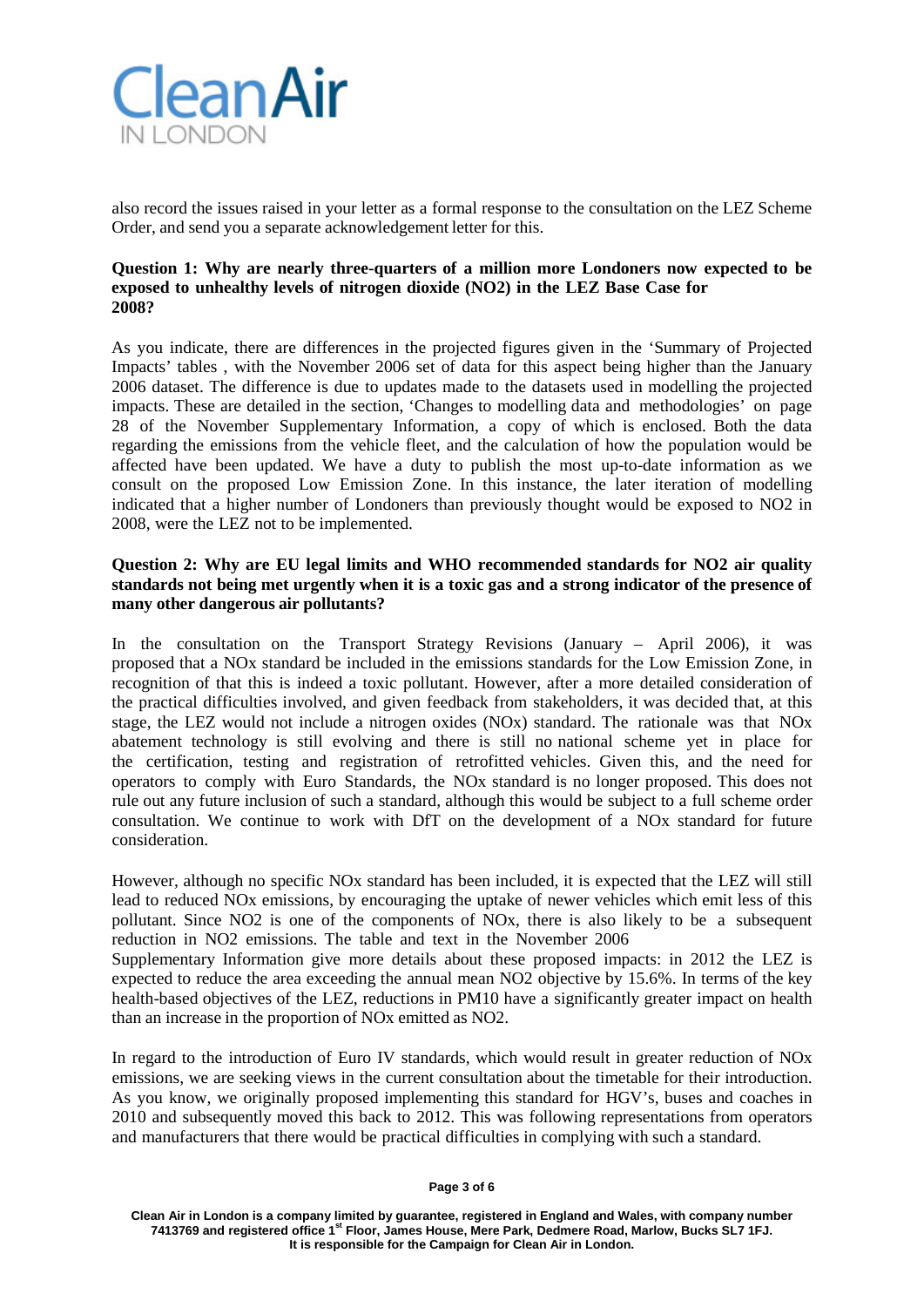also record the issues raised in your letter as a formal response to the consultation on the LEZ Scheme Order, and send you a separate acknowledgement letter for this.

**Question 1: Why are nearly three-quarters of a million more Londoners now expected to be exposed to unhealthy levels of nitrogen dioxide (NO2) in the LEZ Base Case for 2008?**

As you indicate, there are differences in the projected figures given in the 'Summary of Projected Impacts' tables , with the November 2006 set of data for this aspect being higher than the January 2006 dataset. The difference is due to updates made to the datasets used in modelling the projected impacts. These are detailed in the section, 'Changes to modelling data and methodologies' on page 28 of the November Supplementary Information, a copy of which is enclosed. Both the data regarding the emissions from the vehicle fleet, and the calculation of how the population would be affected have been updated. We have a duty to publish the most up-to-date information as we consult on the proposed Low Emission Zone. In this instance, the later iteration of modelling indicated that a higher number of Londoners than previously thought would be exposed to NO2 in 2008, were the LEZ not to be implemented.

**Question 2: Why are EU legal limits and WHO recommended standards for NO2 air quality standards not being met urgently when it is a toxic gas and a strong indicator of the presence of many other dangerous air pollutants?**

In the consultation on the Transport Strategy Revisions (January – April 2006), it was proposed that a NOx standard be included in the emissions standards for the Low Emission Zone, in recognition of that this is indeed a toxic pollutant. However, after a more detailed consideration of the practical difficulties involved, and given feedback from stakeholders, it was decided that, at this stage, the LEZ would not include a nitrogen oxides (NOx) standard. The rationale was that NOx abatement technology is still evolving and there is still no national scheme yet in place for the certification, testing and registration of retrofitted vehicles. Given this, and the need for operators to comply with Euro Standards, the NOx standard is no longer proposed. This does not rule out any future inclusion of such a standard, although this would be subject to a full scheme order consultation. We continue to work with DfT on the development of a NOx standard for future consideration.

However, although no specific NOx standard has been included, it is expected that the LEZ will still lead to reduced NOx emissions, by encouraging the uptake of newer vehicles which emit less of this pollutant. Since NO2 is one of the components of NOx, there is also likely to be a subsequent reduction in NO2 emissions. The table and text in the November 2006 Supplementary Information give more details about these proposed impacts: in 2012 the LEZ is expected to reduce the area exceeding the annual mean NO2 objective by 15.6%. In terms of the key health-based objectives of the LEZ, reductions in PM10 have a significantly greater impact on health than an increase in the proportion of NOx emitted as NO2.

In regard to the introduction of Euro IV standards, which would result in greater reduction of NOx emissions, we are seeking views in the current consultation about the timetable for their introduction. As you know, we originally proposed implementing this standard for HGV's, buses and coaches in 2010 and subsequently moved this back to 2012. This was following representations from operators and manufacturers that there would be practical difficulties in complying with such a standard.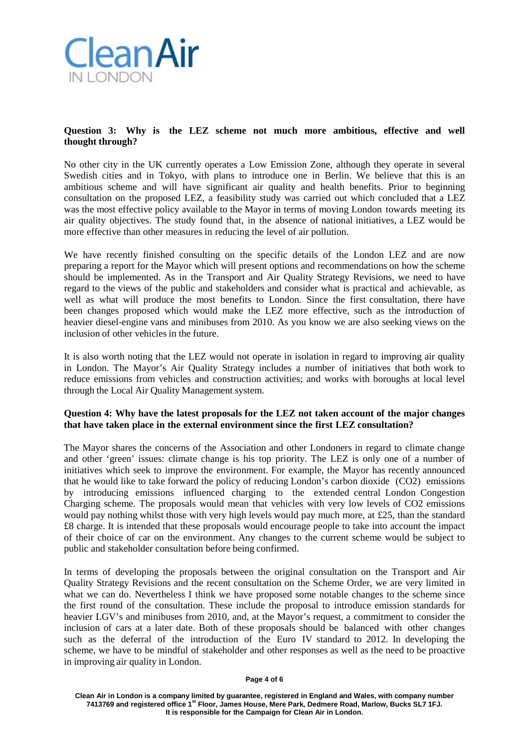**Question 3: Why is the LEZ scheme not much more ambitious, effective and well thought through?**

No other city in the UK currently operates a Low Emission Zone, although they operate in several Swedish cities and in Tokyo, with plans to introduce one in Berlin. We believe that this is an ambitious scheme and will have significant air quality and health benefits. Prior to beginning consultation on the proposed LEZ, a feasibility study was carried out which concluded that a LEZ was the most effective policy available to the Mayor in terms of moving London towards meeting its air quality objectives. The study found that, in the absence of national initiatives, a LEZ would be more effective than other measures in reducing the level of air pollution.

We have recently finished consulting on the specific details of the London LEZ and are now preparing a report for the Mayor which will present options and recommendations on how the scheme should be implemented. As in the Transport and Air Quality Strategy Revisions, we need to have regard to the views of the public and stakeholders and consider what is practical and achievable, as well as what will produce the most benefits to London. Since the first consultation, there have been changes proposed which would make the LEZ more effective, such as the introduction of heavier diesel-engine vans and minibuses from 2010. As you know we are also seeking views on the inclusion of other vehicles in the future.

It is also worth noting that the LEZ would not operate in isolation in regard to improving air quality in London. The Mayor's Air Quality Strategy includes a number of initiatives that both work to reduce emissions from vehicles and construction activities; and works with boroughs at local level through the Local Air Quality Management system.

**Question 4: Why have the latest proposals for the LEZ not taken account of the major changes that have taken place in the external environment since the first LEZ consultation?**

The Mayor shares the concerns of the Association and other Londoners in regard to climate change and other 'green' issues: climate change is his top priority. The LEZ is only one of a number of initiatives which seek to improve the environment. For example, the Mayor has recently announced that he would like to take forward the policy of reducing London's carbon dioxide ($CO_2$) emissions by introducing emissions influenced charging to the extended central London Congestion Charging scheme. The proposals would mean that vehicles with very low levels of $CO_2$ emissions would pay nothing whilst those with very high levels would pay much more, at £25, than the standard £8 charge. It is intended that these proposals would encourage people to take into account the impact of their choice of car on the environment. Any changes to the current scheme would be subject to public and stakeholder consultation before being confirmed.

In terms of developing the proposals between the original consultation on the Transport and Air Quality Strategy Revisions and the recent consultation on the Scheme Order, we are very limited in what we can do. Nevertheless I think we have proposed some notable changes to the scheme since the first round of the consultation. These include the proposal to introduce emission standards for heavier LGV's and minibuses from 2010, and, at the Mayor's request, a commitment to consider the inclusion of cars at a later date. Both of these proposals should be balanced with other changes such as the deferral of the introduction of the Euro IV standard to 2012. In developing the scheme, we have to be mindful of stakeholder and other responses as well as the need to be proactive in improving air quality in London.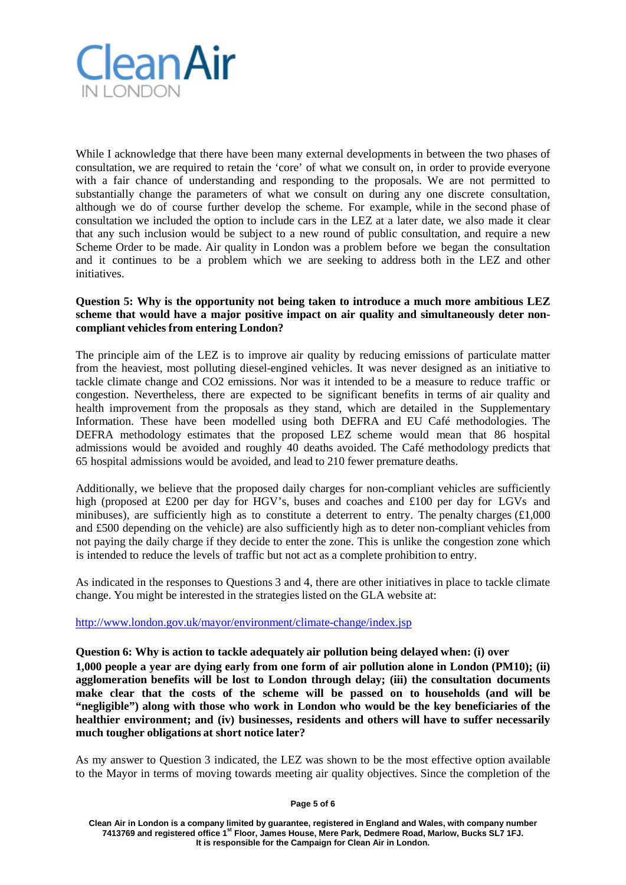While I acknowledge that there have been many external developments in between the two phases of consultation, we are required to retain the 'core' of what we consult on, in order to provide everyone with a fair chance of understanding and responding to the proposals. We are not permitted to substantially change the parameters of what we consult on during any one discrete consultation, although we do of course further develop the scheme. For example, while in the second phase of consultation we included the option to include cars in the LEZ at a later date, we also made it clear that any such inclusion would be subject to a new round of public consultation, and require a new Scheme Order to be made. Air quality in London was a problem before we began the consultation and it continues to be a problem which we are seeking to address both in the LEZ and other initiatives.

**Question 5: Why is the opportunity not being taken to introduce a much more ambitious LEZ scheme that would have a major positive impact on air quality and simultaneously deter non-compliant vehicles from entering London?**

The principle aim of the LEZ is to improve air quality by reducing emissions of particulate matter from the heaviest, most polluting diesel-engined vehicles. It was never designed as an initiative to tackle climate change and $CO_2$ emissions. Nor was it intended to be a measure to reduce traffic or congestion. Nevertheless, there are expected to be significant benefits in terms of air quality and health improvement from the proposals as they stand, which are detailed in the Supplementary Information. These have been modelled using both DEFRA and EU Café methodologies. The DEFRA methodology estimates that the proposed LEZ scheme would mean that 86 hospital admissions would be avoided and roughly 40 deaths avoided. The Café methodology predicts that 65 hospital admissions would be avoided, and lead to 210 fewer premature deaths.

Additionally, we believe that the proposed daily charges for non-compliant vehicles are sufficiently high (proposed at £200 per day for HGV's, buses and coaches and £100 per day for LGVs and minibuses), are sufficiently high as to constitute a deterrent to entry. The penalty charges (£1,000 and £500 depending on the vehicle) are also sufficiently high as to deter non-compliant vehicles from not paying the daily charge if they decide to enter the zone. This is unlike the congestion zone which is intended to reduce the levels of traffic but not act as a complete prohibition to entry.

As indicated in the responses to Questions 3 and 4, there are other initiatives in place to tackle climate change. You might be interested in the strategies listed on the GLA website at:

http://www.london.gov.uk/mayor/environment/climate-change/index.jsp

**Question 6: Why is action to tackle adequately air pollution being delayed when: (i) over 1,000 people a year are dying early from one form of air pollution alone in London (PM10); (ii) agglomeration benefits will be lost to London through delay; (iii) the consultation documents make clear that the costs of the scheme will be passed on to households (and will be "negligible") along with those who work in London who would be the key beneficiaries of the healthier environment; and (iv) businesses, residents and others will have to suffer necessarily much tougher obligations at short notice later?**

As my answer to Question 3 indicated, the LEZ was shown to be the most effective option available to the Mayor in terms of moving towards meeting air quality objectives. Since the completion of the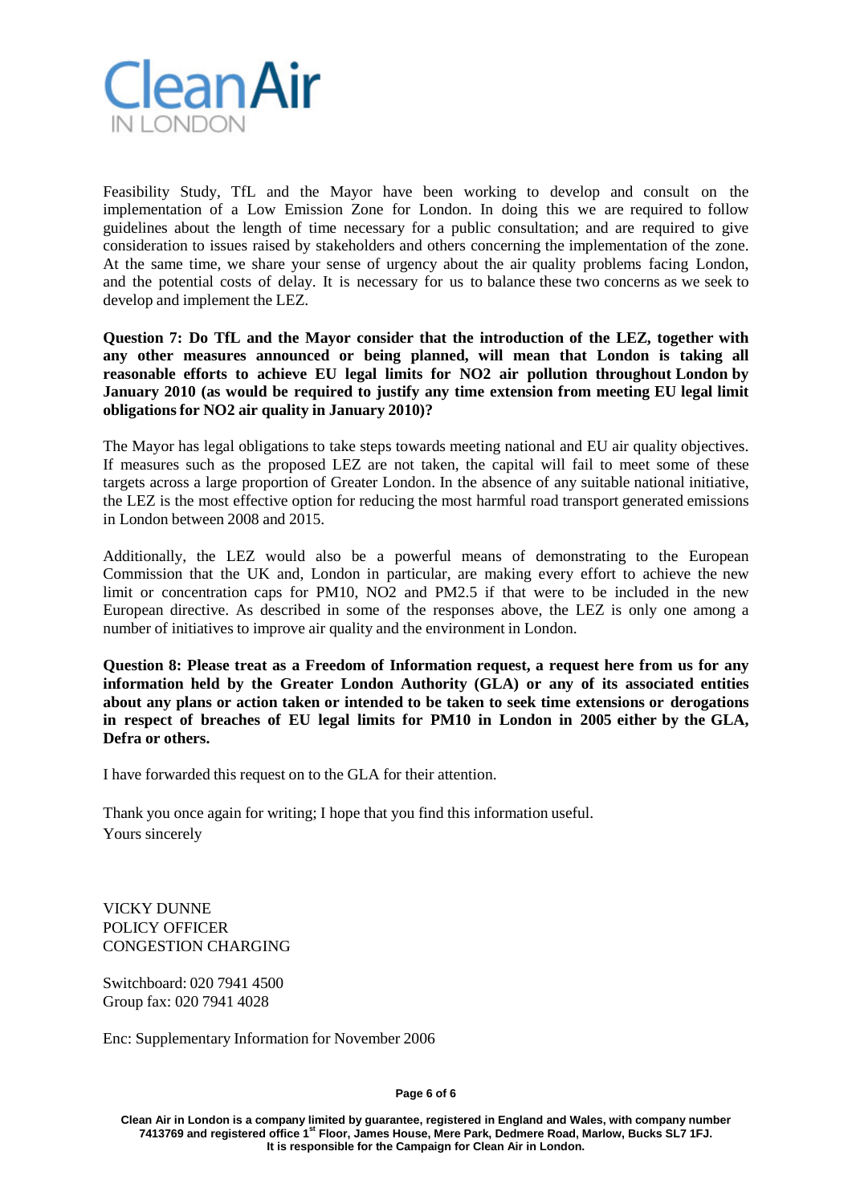Feasibility Study, TfL and the Mayor have been working to develop and consult on the implementation of a Low Emission Zone for London. In doing this we are required to follow guidelines about the length of time necessary for a public consultation; and are required to give consideration to issues raised by stakeholders and others concerning the implementation of the zone. At the same time, we share your sense of urgency about the air quality problems facing London, and the potential costs of delay. It is necessary for us to balance these two concerns as we seek to develop and implement the LEZ.

**Question 7: Do TfL and the Mayor consider that the introduction of the LEZ, together with any other measures announced or being planned, will mean that London is taking all reasonable efforts to achieve EU legal limits for NO2 air pollution throughout London by January 2010 (as would be required to justify any time extension from meeting EU legal limit obligations for NO2 air quality in January 2010)?**

The Mayor has legal obligations to take steps towards meeting national and EU air quality objectives. If measures such as the proposed LEZ are not taken, the capital will fail to meet some of these targets across a large proportion of Greater London. In the absence of any suitable national initiative, the LEZ is the most effective option for reducing the most harmful road transport generated emissions in London between 2008 and 2015.

Additionally, the LEZ would also be a powerful means of demonstrating to the European Commission that the UK and, London in particular, are making every effort to achieve the new limit or concentration caps for PM10, NO2 and PM2.5 if that were to be included in the new European directive. As described in some of the responses above, the LEZ is only one among a number of initiatives to improve air quality and the environment in London.

**Question 8: Please treat as a Freedom of Information request, a request here from us for any information held by the Greater London Authority (GLA) or any of its associated entities about any plans or action taken or intended to be taken to seek time extensions or derogations in respect of breaches of EU legal limits for PM10 in London in 2005 either by the GLA, Defra or others.**

I have forwarded this request on to the GLA for their attention.

Thank you once again for writing; I hope that you find this information useful.
Yours sincerely

VICKY DUNNE
POLICY OFFICER
CONGESTION CHARGING

Switchboard: 020 7941 4500
Group fax: 020 7941 4028

Enc: Supplementary Information for November 2006